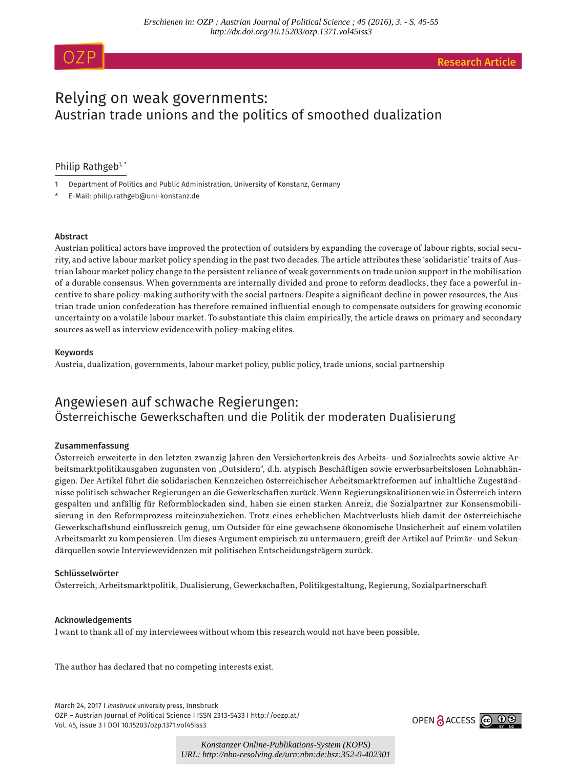*Erschienen in: OZP : Austrian Journal of Political Science ; 45 (2016), 3. - S. 45-55*
*http://dx.doi.org/10.15203/ozp.1371.vol45iss3*

OZP — Research Article

# Relying on weak governments:
## Austrian trade unions and the politics of smoothed dualization

Philip Rathgeb[1,*]

1 Department of Politics and Public Administration, University of Konstanz, Germany

* E-Mail: philip.rathgeb@uni-konstanz.de

### Abstract

Austrian political actors have improved the protection of outsiders by expanding the coverage of labour rights, social security, and active labour market policy spending in the past two decades. The article attributes these 'solidaristic' traits of Austrian labour market policy change to the persistent reliance of weak governments on trade union support in the mobilisation of a durable consensus. When governments are internally divided and prone to reform deadlocks, they face a powerful incentive to share policy-making authority with the social partners. Despite a significant decline in power resources, the Austrian trade union confederation has therefore remained influential enough to compensate outsiders for growing economic uncertainty on a volatile labour market. To substantiate this claim empirically, the article draws on primary and secondary sources as well as interview evidence with policy-making elites.

### Keywords

Austria, dualization, governments, labour market policy, public policy, trade unions, social partnership

# Angewiesen auf schwache Regierungen:
## Österreichische Gewerkschaften und die Politik der moderaten Dualisierung

### Zusammenfassung

Österreich erweiterte in den letzten zwanzig Jahren den Versichertenkreis des Arbeits- und Sozialrechts sowie aktive Arbeitsmarktpolitikausgaben zugunsten von „Outsidern", d.h. atypisch Beschäftigen sowie erwerbsarbeitslosen Lohnabhängigen. Der Artikel führt die solidarischen Kennzeichen österreichischer Arbeitsmarktreformen auf inhaltliche Zugeständnisse politisch schwacher Regierungen an die Gewerkschaften zurück. Wenn Regierungskoalitionen wie in Österreich intern gespalten und anfällig für Reformblockaden sind, haben sie einen starken Anreiz, die Sozialpartner zur Konsensmobilisierung in den Reformprozess miteinzubeziehen. Trotz eines erheblichen Machtverlusts blieb damit der österreichische Gewerkschaftsbund einflussreich genug, um Outsider für eine gewachsene ökonomische Unsicherheit auf einem volatilen Arbeitsmarkt zu kompensieren. Um dieses Argument empirisch zu untermauern, greift der Artikel auf Primär- und Sekundärquellen sowie Interviewevidenzen mit politischen Entscheidungsträgern zurück.

### Schlüsselwörter

Österreich, Arbeitsmarktpolitik, Dualisierung, Gewerkschaften, Politikgestaltung, Regierung, Sozialpartnerschaft

### Acknowledgements

I want to thank all of my interviewees without whom this research would not have been possible.

The author has declared that no competing interests exist.

March 24, 2017 I *innsbruck* university press, Innsbruck
OZP – Austrian Journal of Political Science I ISSN 2313-5433 I http://oezp.at/
Vol. 45, issue 3 I DOI 10.15203/ozp.1371.vol45iss3

OPEN ACCESS

*Konstanzer Online-Publikations-System (KOPS)*
*URL: http://nbn-resolving.de/urn:nbn:de:bsz:352-0-402301*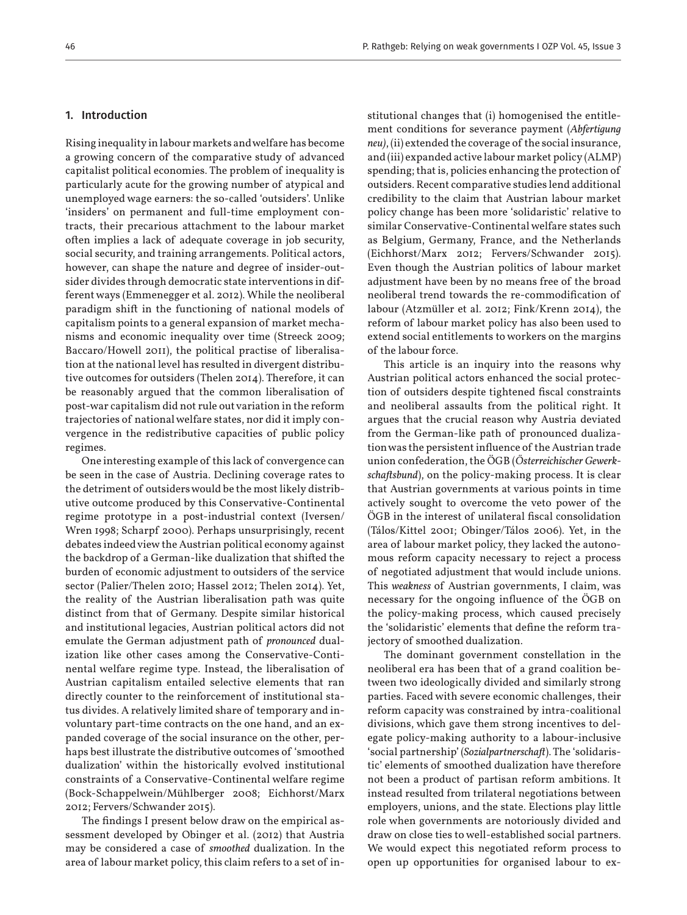## 1. Introduction

Rising inequality in labour markets and welfare has become a growing concern of the comparative study of advanced capitalist political economies. The problem of inequality is particularly acute for the growing number of atypical and unemployed wage earners: the so-called 'outsiders'. Unlike 'insiders' on permanent and full-time employment contracts, their precarious attachment to the labour market often implies a lack of adequate coverage in job security, social security, and training arrangements. Political actors, however, can shape the nature and degree of insider-outsider divides through democratic state interventions in different ways (Emmenegger et al. 2012). While the neoliberal paradigm shift in the functioning of national models of capitalism points to a general expansion of market mechanisms and economic inequality over time (Streeck 2009; Baccaro/Howell 2011), the political practise of liberalisation at the national level has resulted in divergent distributive outcomes for outsiders (Thelen 2014). Therefore, it can be reasonably argued that the common liberalisation of post-war capitalism did not rule out variation in the reform trajectories of national welfare states, nor did it imply convergence in the redistributive capacities of public policy regimes.

One interesting example of this lack of convergence can be seen in the case of Austria. Declining coverage rates to the detriment of outsiders would be the most likely distributive outcome produced by this Conservative-Continental regime prototype in a post-industrial context (Iversen/Wren 1998; Scharpf 2000). Perhaps unsurprisingly, recent debates indeed view the Austrian political economy against the backdrop of a German-like dualization that shifted the burden of economic adjustment to outsiders of the service sector (Palier/Thelen 2010; Hassel 2012; Thelen 2014). Yet, the reality of the Austrian liberalisation path was quite distinct from that of Germany. Despite similar historical and institutional legacies, Austrian political actors did not emulate the German adjustment path of *pronounced* dualization like other cases among the Conservative-Continental welfare regime type. Instead, the liberalisation of Austrian capitalism entailed selective elements that ran directly counter to the reinforcement of institutional status divides. A relatively limited share of temporary and involuntary part-time contracts on the one hand, and an expanded coverage of the social insurance on the other, perhaps best illustrate the distributive outcomes of 'smoothed dualization' within the historically evolved institutional constraints of a Conservative-Continental welfare regime (Bock-Schappelwein/Mühlberger 2008; Eichhorst/Marx 2012; Fervers/Schwander 2015).

The findings I present below draw on the empirical assessment developed by Obinger et al. (2012) that Austria may be considered a case of *smoothed* dualization. In the area of labour market policy, this claim refers to a set of institutional changes that (i) homogenised the entitlement conditions for severance payment (*Abfertigung neu*), (ii) extended the coverage of the social insurance, and (iii) expanded active labour market policy (ALMP) spending; that is, policies enhancing the protection of outsiders. Recent comparative studies lend additional credibility to the claim that Austrian labour market policy change has been more 'solidaristic' relative to similar Conservative-Continental welfare states such as Belgium, Germany, France, and the Netherlands (Eichhorst/Marx 2012; Fervers/Schwander 2015). Even though the Austrian politics of labour market adjustment have been by no means free of the broad neoliberal trend towards the re-commodification of labour (Atzmüller et al. 2012; Fink/Krenn 2014), the reform of labour market policy has also been used to extend social entitlements to workers on the margins of the labour force.

This article is an inquiry into the reasons why Austrian political actors enhanced the social protection of outsiders despite tightened fiscal constraints and neoliberal assaults from the political right. It argues that the crucial reason why Austria deviated from the German-like path of pronounced dualization was the persistent influence of the Austrian trade union confederation, the ÖGB (*Österreichischer Gewerkschaftsbund*), on the policy-making process. It is clear that Austrian governments at various points in time actively sought to overcome the veto power of the ÖGB in the interest of unilateral fiscal consolidation (Tálos/Kittel 2001; Obinger/Tálos 2006). Yet, in the area of labour market policy, they lacked the autonomous reform capacity necessary to reject a process of negotiated adjustment that would include unions. This *weakness* of Austrian governments, I claim, was necessary for the ongoing influence of the ÖGB on the policy-making process, which caused precisely the 'solidaristic' elements that define the reform trajectory of smoothed dualization.

The dominant government constellation in the neoliberal era has been that of a grand coalition between two ideologically divided and similarly strong parties. Faced with severe economic challenges, their reform capacity was constrained by intra-coalitional divisions, which gave them strong incentives to delegate policy-making authority to a labour-inclusive 'social partnership' (*Sozialpartnerschaft*). The 'solidaristic' elements of smoothed dualization have therefore not been a product of partisan reform ambitions. It instead resulted from trilateral negotiations between employers, unions, and the state. Elections play little role when governments are notoriously divided and draw on close ties to well-established social partners. We would expect this negotiated reform process to open up opportunities for organised labour to ex-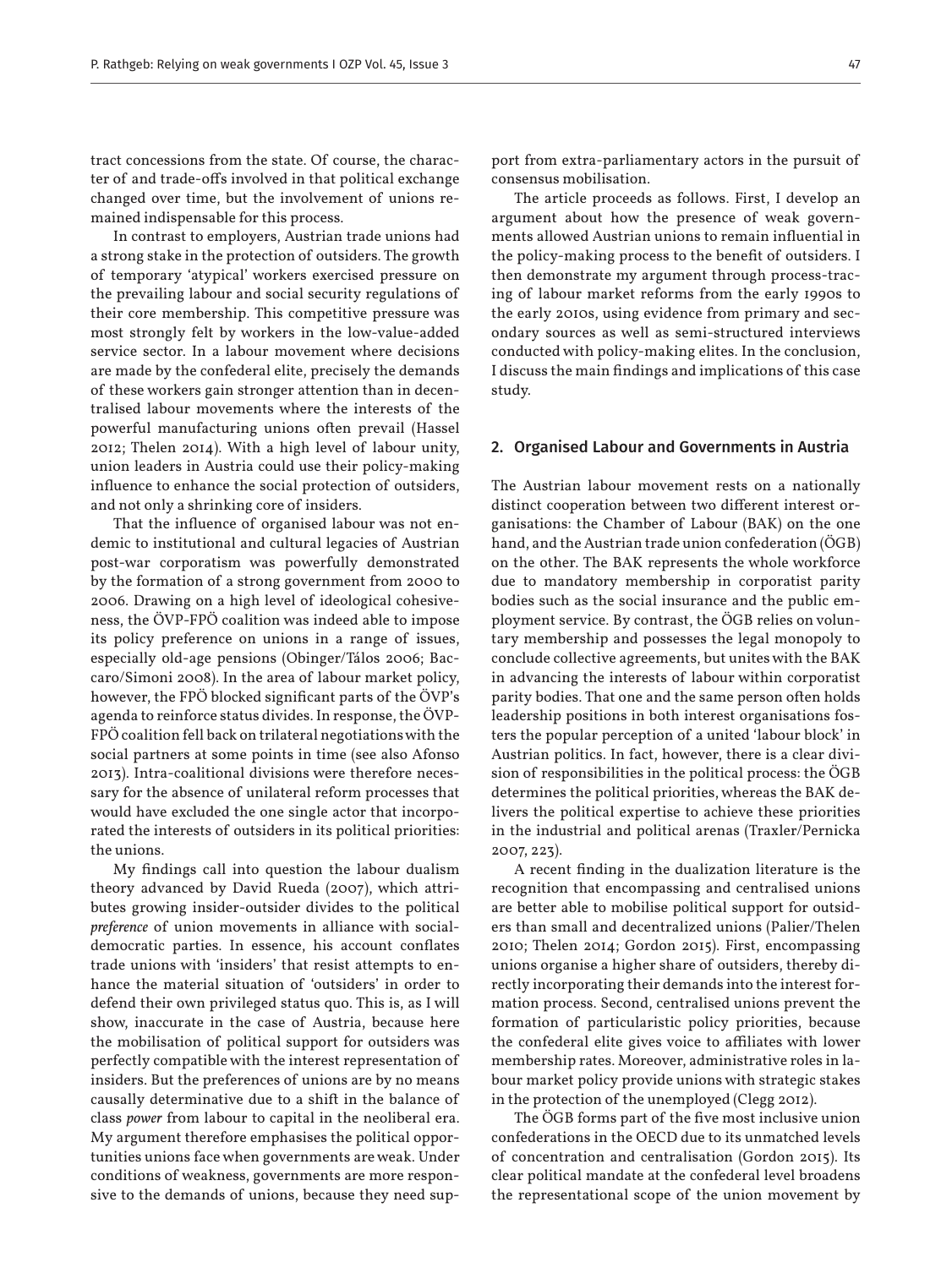tract concessions from the state. Of course, the character of and trade-offs involved in that political exchange changed over time, but the involvement of unions remained indispensable for this process.

In contrast to employers, Austrian trade unions had a strong stake in the protection of outsiders. The growth of temporary 'atypical' workers exercised pressure on the prevailing labour and social security regulations of their core membership. This competitive pressure was most strongly felt by workers in the low-value-added service sector. In a labour movement where decisions are made by the confederal elite, precisely the demands of these workers gain stronger attention than in decentralised labour movements where the interests of the powerful manufacturing unions often prevail (Hassel 2012; Thelen 2014). With a high level of labour unity, union leaders in Austria could use their policy-making influence to enhance the social protection of outsiders, and not only a shrinking core of insiders.

That the influence of organised labour was not endemic to institutional and cultural legacies of Austrian post-war corporatism was powerfully demonstrated by the formation of a strong government from 2000 to 2006. Drawing on a high level of ideological cohesiveness, the ÖVP-FPÖ coalition was indeed able to impose its policy preference on unions in a range of issues, especially old-age pensions (Obinger/Tálos 2006; Baccaro/Simoni 2008). In the area of labour market policy, however, the FPÖ blocked significant parts of the ÖVP's agenda to reinforce status divides. In response, the ÖVP-FPÖ coalition fell back on trilateral negotiations with the social partners at some points in time (see also Afonso 2013). Intra-coalitional divisions were therefore necessary for the absence of unilateral reform processes that would have excluded the one single actor that incorporated the interests of outsiders in its political priorities: the unions.

My findings call into question the labour dualism theory advanced by David Rueda (2007), which attributes growing insider-outsider divides to the political *preference* of union movements in alliance with social-democratic parties. In essence, his account conflates trade unions with 'insiders' that resist attempts to enhance the material situation of 'outsiders' in order to defend their own privileged status quo. This is, as I will show, inaccurate in the case of Austria, because here the mobilisation of political support for outsiders was perfectly compatible with the interest representation of insiders. But the preferences of unions are by no means causally determinative due to a shift in the balance of class *power* from labour to capital in the neoliberal era. My argument therefore emphasises the political opportunities unions face when governments are weak. Under conditions of weakness, governments are more responsive to the demands of unions, because they need support from extra-parliamentary actors in the pursuit of consensus mobilisation.

The article proceeds as follows. First, I develop an argument about how the presence of weak governments allowed Austrian unions to remain influential in the policy-making process to the benefit of outsiders. I then demonstrate my argument through process-tracing of labour market reforms from the early 1990s to the early 2010s, using evidence from primary and secondary sources as well as semi-structured interviews conducted with policy-making elites. In the conclusion, I discuss the main findings and implications of this case study.

## 2. Organised Labour and Governments in Austria

The Austrian labour movement rests on a nationally distinct cooperation between two different interest organisations: the Chamber of Labour (BAK) on the one hand, and the Austrian trade union confederation (ÖGB) on the other. The BAK represents the whole workforce due to mandatory membership in corporatist parity bodies such as the social insurance and the public employment service. By contrast, the ÖGB relies on voluntary membership and possesses the legal monopoly to conclude collective agreements, but unites with the BAK in advancing the interests of labour within corporatist parity bodies. That one and the same person often holds leadership positions in both interest organisations fosters the popular perception of a united 'labour block' in Austrian politics. In fact, however, there is a clear division of responsibilities in the political process: the ÖGB determines the political priorities, whereas the BAK delivers the political expertise to achieve these priorities in the industrial and political arenas (Traxler/Pernicka 2007, 223).

A recent finding in the dualization literature is the recognition that encompassing and centralised unions are better able to mobilise political support for outsiders than small and decentralized unions (Palier/Thelen 2010; Thelen 2014; Gordon 2015). First, encompassing unions organise a higher share of outsiders, thereby directly incorporating their demands into the interest formation process. Second, centralised unions prevent the formation of particularistic policy priorities, because the confederal elite gives voice to affiliates with lower membership rates. Moreover, administrative roles in labour market policy provide unions with strategic stakes in the protection of the unemployed (Clegg 2012).

The ÖGB forms part of the five most inclusive union confederations in the OECD due to its unmatched levels of concentration and centralisation (Gordon 2015). Its clear political mandate at the confederal level broadens the representational scope of the union movement by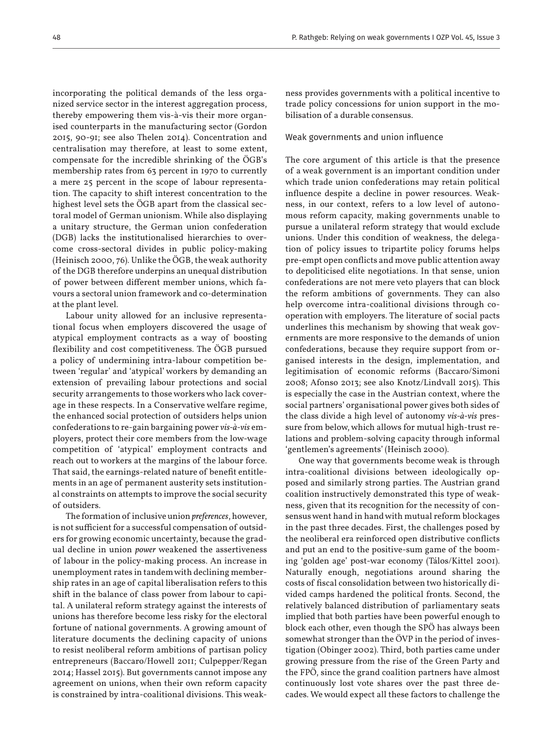incorporating the political demands of the less organized service sector in the interest aggregation process, thereby empowering them vis-à-vis their more organised counterparts in the manufacturing sector (Gordon 2015, 90-91; see also Thelen 2014). Concentration and centralisation may therefore, at least to some extent, compensate for the incredible shrinking of the ÖGB's membership rates from 63 percent in 1970 to currently a mere 25 percent in the scope of labour representation. The capacity to shift interest concentration to the highest level sets the ÖGB apart from the classical sectoral model of German unionism. While also displaying a unitary structure, the German union confederation (DGB) lacks the institutionalised hierarchies to overcome cross-sectoral divides in public policy-making (Heinisch 2000, 76). Unlike the ÖGB, the weak authority of the DGB therefore underpins an unequal distribution of power between different member unions, which favours a sectoral union framework and co-determination at the plant level.

Labour unity allowed for an inclusive representational focus when employers discovered the usage of atypical employment contracts as a way of boosting flexibility and cost competitiveness. The ÖGB pursued a policy of undermining intra-labour competition between 'regular' and 'atypical' workers by demanding an extension of prevailing labour protections and social security arrangements to those workers who lack coverage in these respects. In a Conservative welfare regime, the enhanced social protection of outsiders helps union confederations to re-gain bargaining power *vis-à-vis* employers, protect their core members from the low-wage competition of 'atypical' employment contracts and reach out to workers at the margins of the labour force. That said, the earnings-related nature of benefit entitlements in an age of permanent austerity sets institutional constraints on attempts to improve the social security of outsiders.

The formation of inclusive union *preferences*, however, is not sufficient for a successful compensation of outsiders for growing economic uncertainty, because the gradual decline in union *power* weakened the assertiveness of labour in the policy-making process. An increase in unemployment rates in tandem with declining membership rates in an age of capital liberalisation refers to this shift in the balance of class power from labour to capital. A unilateral reform strategy against the interests of unions has therefore become less risky for the electoral fortune of national governments. A growing amount of literature documents the declining capacity of unions to resist neoliberal reform ambitions of partisan policy entrepreneurs (Baccaro/Howell 2011; Culpepper/Regan 2014; Hassel 2015). But governments cannot impose any agreement on unions, when their own reform capacity is constrained by intra-coalitional divisions. This weakness provides governments with a political incentive to trade policy concessions for union support in the mobilisation of a durable consensus.

## Weak governments and union influence

The core argument of this article is that the presence of a weak government is an important condition under which trade union confederations may retain political influence despite a decline in power resources. Weakness, in our context, refers to a low level of autonomous reform capacity, making governments unable to pursue a unilateral reform strategy that would exclude unions. Under this condition of weakness, the delegation of policy issues to tripartite policy forums helps pre-empt open conflicts and move public attention away to depoliticised elite negotiations. In that sense, union confederations are not mere veto players that can block the reform ambitions of governments. They can also help overcome intra-coalitional divisions through cooperation with employers. The literature of social pacts underlines this mechanism by showing that weak governments are more responsive to the demands of union confederations, because they require support from organised interests in the design, implementation, and legitimisation of economic reforms (Baccaro/Simoni 2008; Afonso 2013; see also Knotz/Lindvall 2015). This is especially the case in the Austrian context, where the social partners' organisational power gives both sides of the class divide a high level of autonomy *vis-à-vis* pressure from below, which allows for mutual high-trust relations and problem-solving capacity through informal 'gentlemen's agreements' (Heinisch 2000).

One way that governments become weak is through intra-coalitional divisions between ideologically opposed and similarly strong parties. The Austrian grand coalition instructively demonstrated this type of weakness, given that its recognition for the necessity of consensus went hand in hand with mutual reform blockages in the past three decades. First, the challenges posed by the neoliberal era reinforced open distributive conflicts and put an end to the positive-sum game of the booming 'golden age' post-war economy (Tálos/Kittel 2001). Naturally enough, negotiations around sharing the costs of fiscal consolidation between two historically divided camps hardened the political fronts. Second, the relatively balanced distribution of parliamentary seats implied that both parties have been powerful enough to block each other, even though the SPÖ has always been somewhat stronger than the ÖVP in the period of investigation (Obinger 2002). Third, both parties came under growing pressure from the rise of the Green Party and the FPÖ, since the grand coalition partners have almost continuously lost vote shares over the past three decades. We would expect all these factors to challenge the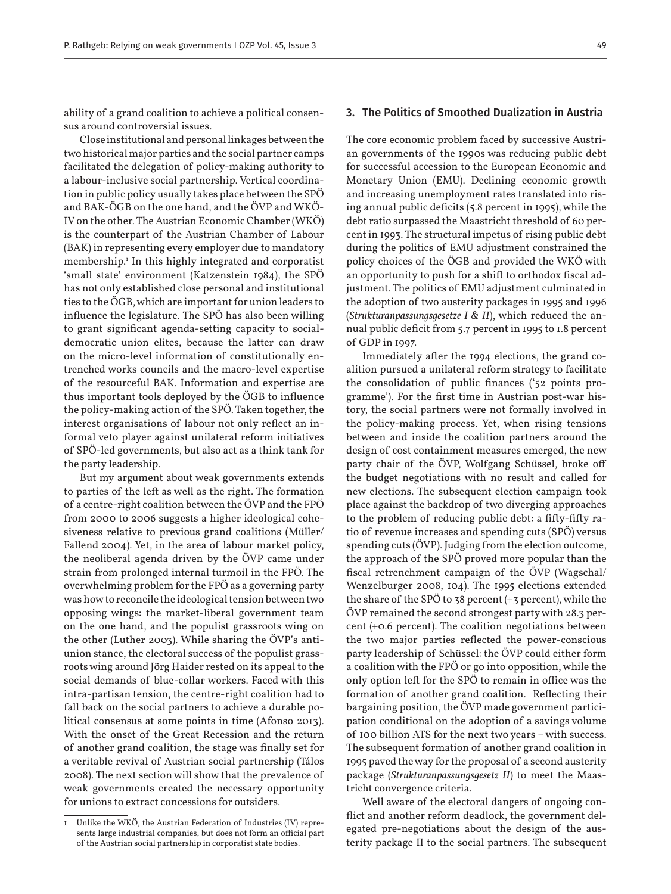ability of a grand coalition to achieve a political consensus around controversial issues.

Close institutional and personal linkages between the two historical major parties and the social partner camps facilitated the delegation of policy-making authority to a labour-inclusive social partnership. Vertical coordination in public policy usually takes place between the SPÖ and BAK-ÖGB on the one hand, and the ÖVP and WKÖ-IV on the other. The Austrian Economic Chamber (WKÖ) is the counterpart of the Austrian Chamber of Labour (BAK) in representing every employer due to mandatory membership.[1] In this highly integrated and corporatist 'small state' environment (Katzenstein 1984), the SPÖ has not only established close personal and institutional ties to the ÖGB, which are important for union leaders to influence the legislature. The SPÖ has also been willing to grant significant agenda-setting capacity to social-democratic union elites, because the latter can draw on the micro-level information of constitutionally entrenched works councils and the macro-level expertise of the resourceful BAK. Information and expertise are thus important tools deployed by the ÖGB to influence the policy-making action of the SPÖ. Taken together, the interest organisations of labour not only reflect an informal veto player against unilateral reform initiatives of SPÖ-led governments, but also act as a think tank for the party leadership.

But my argument about weak governments extends to parties of the left as well as the right. The formation of a centre-right coalition between the ÖVP and the FPÖ from 2000 to 2006 suggests a higher ideological cohesiveness relative to previous grand coalitions (Müller/Fallend 2004). Yet, in the area of labour market policy, the neoliberal agenda driven by the ÖVP came under strain from prolonged internal turmoil in the FPÖ. The overwhelming problem for the FPÖ as a governing party was how to reconcile the ideological tension between two opposing wings: the market-liberal government team on the one hand, and the populist grassroots wing on the other (Luther 2003). While sharing the ÖVP's anti-union stance, the electoral success of the populist grassroots wing around Jörg Haider rested on its appeal to the social demands of blue-collar workers. Faced with this intra-partisan tension, the centre-right coalition had to fall back on the social partners to achieve a durable political consensus at some points in time (Afonso 2013). With the onset of the Great Recession and the return of another grand coalition, the stage was finally set for a veritable revival of Austrian social partnership (Tálos 2008). The next section will show that the prevalence of weak governments created the necessary opportunity for unions to extract concessions for outsiders.

[1] Unlike the WKÖ, the Austrian Federation of Industries (IV) represents large industrial companies, but does not form an official part of the Austrian social partnership in corporatist state bodies.

## 3. The Politics of Smoothed Dualization in Austria

The core economic problem faced by successive Austrian governments of the 1990s was reducing public debt for successful accession to the European Economic and Monetary Union (EMU). Declining economic growth and increasing unemployment rates translated into rising annual public deficits (5.8 percent in 1995), while the debt ratio surpassed the Maastricht threshold of 60 percent in 1993. The structural impetus of rising public debt during the politics of EMU adjustment constrained the policy choices of the ÖGB and provided the WKÖ with an opportunity to push for a shift to orthodox fiscal adjustment. The politics of EMU adjustment culminated in the adoption of two austerity packages in 1995 and 1996 (*Strukturanpassungsgesetze I & II*), which reduced the annual public deficit from 5.7 percent in 1995 to 1.8 percent of GDP in 1997.

Immediately after the 1994 elections, the grand coalition pursued a unilateral reform strategy to facilitate the consolidation of public finances ('52 points programme'). For the first time in Austrian post-war history, the social partners were not formally involved in the policy-making process. Yet, when rising tensions between and inside the coalition partners around the design of cost containment measures emerged, the new party chair of the ÖVP, Wolfgang Schüssel, broke off the budget negotiations with no result and called for new elections. The subsequent election campaign took place against the backdrop of two diverging approaches to the problem of reducing public debt: a fifty-fifty ratio of revenue increases and spending cuts (SPÖ) versus spending cuts (ÖVP). Judging from the election outcome, the approach of the SPÖ proved more popular than the fiscal retrenchment campaign of the ÖVP (Wagschal/Wenzelburger 2008, 104). The 1995 elections extended the share of the SPÖ to 38 percent (+3 percent), while the ÖVP remained the second strongest party with 28.3 percent (+0.6 percent). The coalition negotiations between the two major parties reflected the power-conscious party leadership of Schüssel: the ÖVP could either form a coalition with the FPÖ or go into opposition, while the only option left for the SPÖ to remain in office was the formation of another grand coalition. Reflecting their bargaining position, the ÖVP made government participation conditional on the adoption of a savings volume of 100 billion ATS for the next two years – with success. The subsequent formation of another grand coalition in 1995 paved the way for the proposal of a second austerity package (*Strukturanpassungsgesetz II*) to meet the Maastricht convergence criteria.

Well aware of the electoral dangers of ongoing conflict and another reform deadlock, the government delegated pre-negotiations about the design of the austerity package II to the social partners. The subsequent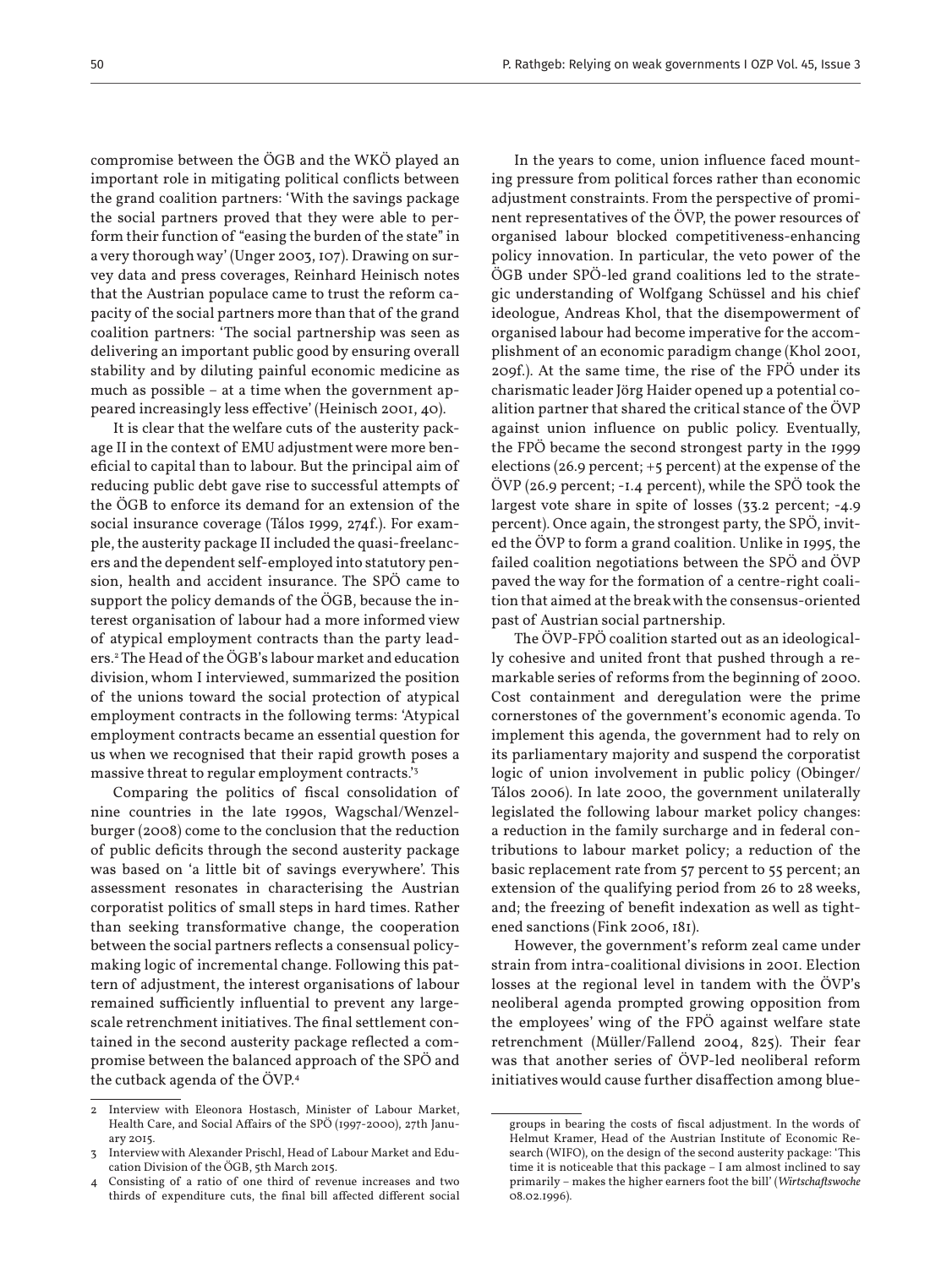compromise between the ÖGB and the WKÖ played an important role in mitigating political conflicts between the grand coalition partners: 'With the savings package the social partners proved that they were able to perform their function of "easing the burden of the state" in a very thorough way' (Unger 2003, 107). Drawing on survey data and press coverages, Reinhard Heinisch notes that the Austrian populace came to trust the reform capacity of the social partners more than that of the grand coalition partners: 'The social partnership was seen as delivering an important public good by ensuring overall stability and by diluting painful economic medicine as much as possible – at a time when the government appeared increasingly less effective' (Heinisch 2001, 40).

It is clear that the welfare cuts of the austerity package II in the context of EMU adjustment were more beneficial to capital than to labour. But the principal aim of reducing public debt gave rise to successful attempts of the ÖGB to enforce its demand for an extension of the social insurance coverage (Tálos 1999, 274f.). For example, the austerity package II included the quasi-freelancers and the dependent self-employed into statutory pension, health and accident insurance. The SPÖ came to support the policy demands of the ÖGB, because the interest organisation of labour had a more informed view of atypical employment contracts than the party leaders.[2] The Head of the ÖGB's labour market and education division, whom I interviewed, summarized the position of the unions toward the social protection of atypical employment contracts in the following terms: 'Atypical employment contracts became an essential question for us when we recognised that their rapid growth poses a massive threat to regular employment contracts.'[3]

Comparing the politics of fiscal consolidation of nine countries in the late 1990s, Wagschal/Wenzelburger (2008) come to the conclusion that the reduction of public deficits through the second austerity package was based on 'a little bit of savings everywhere'. This assessment resonates in characterising the Austrian corporatist politics of small steps in hard times. Rather than seeking transformative change, the cooperation between the social partners reflects a consensual policy-making logic of incremental change. Following this pattern of adjustment, the interest organisations of labour remained sufficiently influential to prevent any large-scale retrenchment initiatives. The final settlement contained in the second austerity package reflected a compromise between the balanced approach of the SPÖ and the cutback agenda of the ÖVP.[4]

In the years to come, union influence faced mounting pressure from political forces rather than economic adjustment constraints. From the perspective of prominent representatives of the ÖVP, the power resources of organised labour blocked competitiveness-enhancing policy innovation. In particular, the veto power of the ÖGB under SPÖ-led grand coalitions led to the strategic understanding of Wolfgang Schüssel and his chief ideologue, Andreas Khol, that the disempowerment of organised labour had become imperative for the accomplishment of an economic paradigm change (Khol 2001, 209f.). At the same time, the rise of the FPÖ under its charismatic leader Jörg Haider opened up a potential coalition partner that shared the critical stance of the ÖVP against union influence on public policy. Eventually, the FPÖ became the second strongest party in the 1999 elections (26.9 percent; +5 percent) at the expense of the ÖVP (26.9 percent; -1.4 percent), while the SPÖ took the largest vote share in spite of losses (33.2 percent; -4.9 percent). Once again, the strongest party, the SPÖ, invited the ÖVP to form a grand coalition. Unlike in 1995, the failed coalition negotiations between the SPÖ and ÖVP paved the way for the formation of a centre-right coalition that aimed at the break with the consensus-oriented past of Austrian social partnership.

The ÖVP-FPÖ coalition started out as an ideologically cohesive and united front that pushed through a remarkable series of reforms from the beginning of 2000. Cost containment and deregulation were the prime cornerstones of the government's economic agenda. To implement this agenda, the government had to rely on its parliamentary majority and suspend the corporatist logic of union involvement in public policy (Obinger/Tálos 2006). In late 2000, the government unilaterally legislated the following labour market policy changes: a reduction in the family surcharge and in federal contributions to labour market policy; a reduction of the basic replacement rate from 57 percent to 55 percent; an extension of the qualifying period from 26 to 28 weeks, and; the freezing of benefit indexation as well as tightened sanctions (Fink 2006, 181).

However, the government's reform zeal came under strain from intra-coalitional divisions in 2001. Election losses at the regional level in tandem with the ÖVP's neoliberal agenda prompted growing opposition from the employees' wing of the FPÖ against welfare state retrenchment (Müller/Fallend 2004, 825). Their fear was that another series of ÖVP-led neoliberal reform initiatives would cause further disaffection among blue-

---

2 Interview with Eleonora Hostasch, Minister of Labour Market, Health Care, and Social Affairs of the SPÖ (1997-2000), 27th January 2015.

3 Interview with Alexander Prischl, Head of Labour Market and Education Division of the ÖGB, 5th March 2015.

4 Consisting of a ratio of one third of revenue increases and two thirds of expenditure cuts, the final bill affected different social groups in bearing the costs of fiscal adjustment. In the words of Helmut Kramer, Head of the Austrian Institute of Economic Research (WIFO), on the design of the second austerity package: 'This time it is noticeable that this package – I am almost inclined to say primarily – makes the higher earners foot the bill' (*Wirtschaftswoche* 08.02.1996).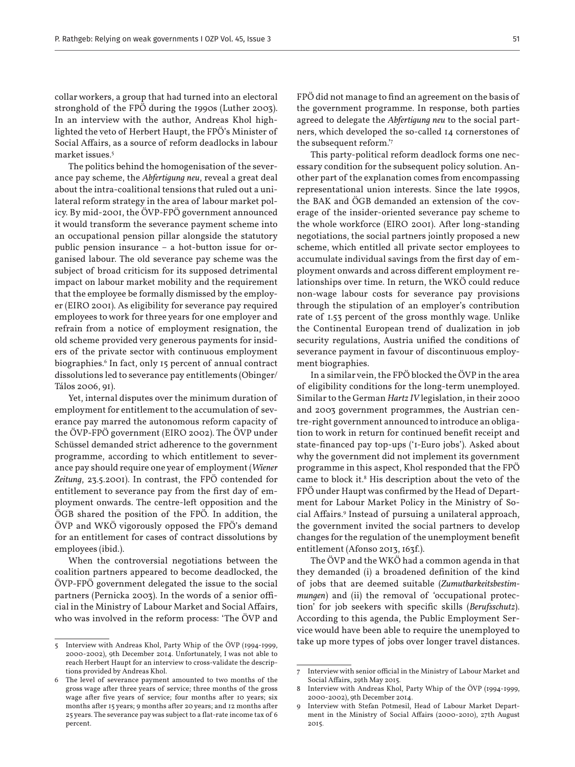collar workers, a group that had turned into an electoral stronghold of the FPÖ during the 1990s (Luther 2003). In an interview with the author, Andreas Khol highlighted the veto of Herbert Haupt, the FPÖ's Minister of Social Affairs, as a source of reform deadlocks in labour market issues.[5]

The politics behind the homogenisation of the severance pay scheme, the *Abfertigung neu*, reveal a great deal about the intra-coalitional tensions that ruled out a unilateral reform strategy in the area of labour market policy. By mid-2001, the ÖVP-FPÖ government announced it would transform the severance payment scheme into an occupational pension pillar alongside the statutory public pension insurance – a hot-button issue for organised labour. The old severance pay scheme was the subject of broad criticism for its supposed detrimental impact on labour market mobility and the requirement that the employee be formally dismissed by the employer (EIRO 2001). As eligibility for severance pay required employees to work for three years for one employer and refrain from a notice of employment resignation, the old scheme provided very generous payments for insiders of the private sector with continuous employment biographies.[6] In fact, only 15 percent of annual contract dissolutions led to severance pay entitlements (Obinger/Tálos 2006, 91).

Yet, internal disputes over the minimum duration of employment for entitlement to the accumulation of severance pay marred the autonomous reform capacity of the ÖVP-FPÖ government (EIRO 2002). The ÖVP under Schüssel demanded strict adherence to the government programme, according to which entitlement to severance pay should require one year of employment (*Wiener Zeitung*, 23.5.2001). In contrast, the FPÖ contended for entitlement to severance pay from the first day of employment onwards. The centre-left opposition and the ÖGB shared the position of the FPÖ. In addition, the ÖVP and WKÖ vigorously opposed the FPÖ's demand for an entitlement for cases of contract dissolutions by employees (ibid.).

When the controversial negotiations between the coalition partners appeared to become deadlocked, the ÖVP-FPÖ government delegated the issue to the social partners (Pernicka 2003). In the words of a senior official in the Ministry of Labour Market and Social Affairs, who was involved in the reform process: 'The ÖVP and FPÖ did not manage to find an agreement on the basis of the government programme. In response, both parties agreed to delegate the *Abfertigung neu* to the social partners, which developed the so-called 14 cornerstones of the subsequent reform.'[7]

This party-political reform deadlock forms one necessary condition for the subsequent policy solution. Another part of the explanation comes from encompassing representational union interests. Since the late 1990s, the BAK and ÖGB demanded an extension of the coverage of the insider-oriented severance pay scheme to the whole workforce (EIRO 2001). After long-standing negotiations, the social partners jointly proposed a new scheme, which entitled all private sector employees to accumulate individual savings from the first day of employment onwards and across different employment relationships over time. In return, the WKÖ could reduce non-wage labour costs for severance pay provisions through the stipulation of an employer's contribution rate of 1.53 percent of the gross monthly wage. Unlike the Continental European trend of dualization in job security regulations, Austria unified the conditions of severance payment in favour of discontinuous employment biographies.

In a similar vein, the FPÖ blocked the ÖVP in the area of eligibility conditions for the long-term unemployed. Similar to the German *Hartz IV* legislation, in their 2000 and 2003 government programmes, the Austrian centre-right government announced to introduce an obligation to work in return for continued benefit receipt and state-financed pay top-ups ('1-Euro jobs'). Asked about why the government did not implement its government programme in this aspect, Khol responded that the FPÖ came to block it.[8] His description about the veto of the FPÖ under Haupt was confirmed by the Head of Department for Labour Market Policy in the Ministry of Social Affairs.[9] Instead of pursuing a unilateral approach, the government invited the social partners to develop changes for the regulation of the unemployment benefit entitlement (Afonso 2013, 163f.).

The ÖVP and the WKÖ had a common agenda in that they demanded (i) a broadened definition of the kind of jobs that are deemed suitable (*Zumutbarkeitsbestimmungen*) and (ii) the removal of 'occupational protection' for job seekers with specific skills (*Berufsschutz*). According to this agenda, the Public Employment Service would have been able to require the unemployed to take up more types of jobs over longer travel distances.

---

5 Interview with Andreas Khol, Party Whip of the ÖVP (1994-1999, 2000-2002), 9th December 2014. Unfortunately, I was not able to reach Herbert Haupt for an interview to cross-validate the descriptions provided by Andreas Khol.

6 The level of severance payment amounted to two months of the gross wage after three years of service; three months of the gross wage after five years of service; four months after 10 years; six months after 15 years; 9 months after 20 years; and 12 months after 25 years. The severance pay was subject to a flat-rate income tax of 6 percent.

7 Interview with senior official in the Ministry of Labour Market and Social Affairs, 29th May 2015.

8 Interview with Andreas Khol, Party Whip of the ÖVP (1994-1999, 2000-2002), 9th December 2014.

9 Interview with Stefan Potmesil, Head of Labour Market Department in the Ministry of Social Affairs (2000-2010), 27th August 2015.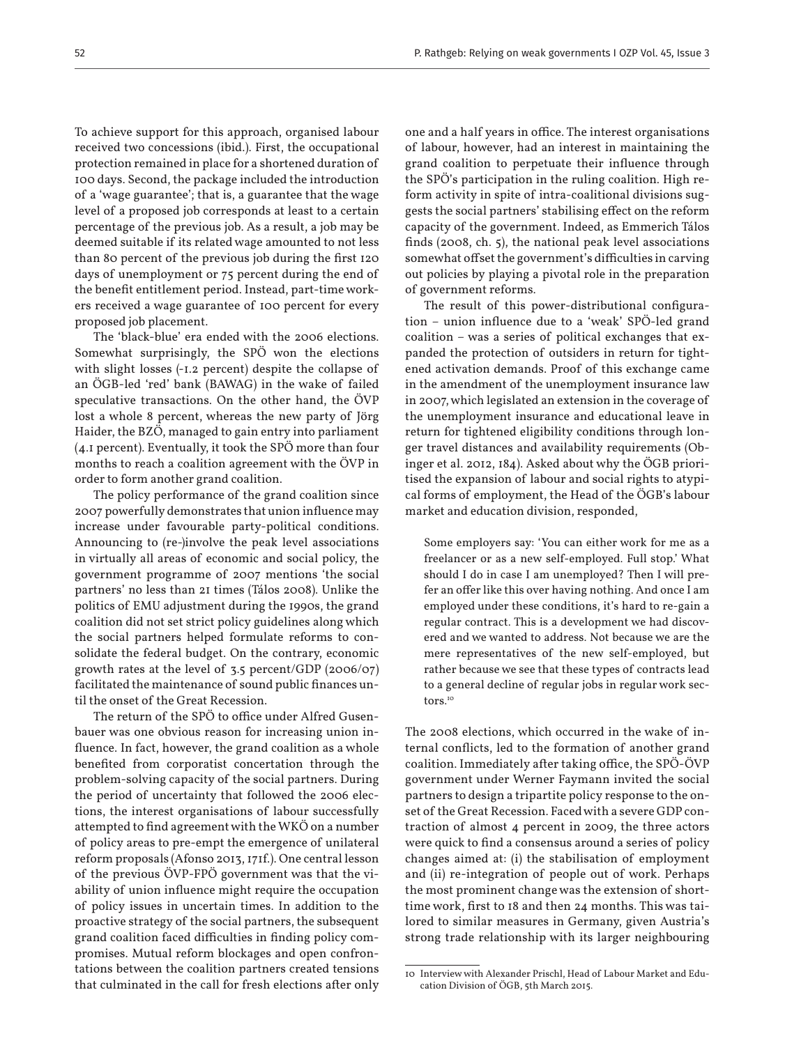To achieve support for this approach, organised labour received two concessions (ibid.). First, the occupational protection remained in place for a shortened duration of 100 days. Second, the package included the introduction of a 'wage guarantee'; that is, a guarantee that the wage level of a proposed job corresponds at least to a certain percentage of the previous job. As a result, a job may be deemed suitable if its related wage amounted to not less than 80 percent of the previous job during the first 120 days of unemployment or 75 percent during the end of the benefit entitlement period. Instead, part-time workers received a wage guarantee of 100 percent for every proposed job placement.

The 'black-blue' era ended with the 2006 elections. Somewhat surprisingly, the SPÖ won the elections with slight losses (-1.2 percent) despite the collapse of an ÖGB-led 'red' bank (BAWAG) in the wake of failed speculative transactions. On the other hand, the ÖVP lost a whole 8 percent, whereas the new party of Jörg Haider, the BZÖ, managed to gain entry into parliament (4.1 percent). Eventually, it took the SPÖ more than four months to reach a coalition agreement with the ÖVP in order to form another grand coalition.

The policy performance of the grand coalition since 2007 powerfully demonstrates that union influence may increase under favourable party-political conditions. Announcing to (re-)involve the peak level associations in virtually all areas of economic and social policy, the government programme of 2007 mentions 'the social partners' no less than 21 times (Tálos 2008). Unlike the politics of EMU adjustment during the 1990s, the grand coalition did not set strict policy guidelines along which the social partners helped formulate reforms to consolidate the federal budget. On the contrary, economic growth rates at the level of 3.5 percent/GDP (2006/07) facilitated the maintenance of sound public finances until the onset of the Great Recession.

The return of the SPÖ to office under Alfred Gusenbauer was one obvious reason for increasing union influence. In fact, however, the grand coalition as a whole benefited from corporatist concertation through the problem-solving capacity of the social partners. During the period of uncertainty that followed the 2006 elections, the interest organisations of labour successfully attempted to find agreement with the WKÖ on a number of policy areas to pre-empt the emergence of unilateral reform proposals (Afonso 2013, 171f.). One central lesson of the previous ÖVP-FPÖ government was that the viability of union influence might require the occupation of policy issues in uncertain times. In addition to the proactive strategy of the social partners, the subsequent grand coalition faced difficulties in finding policy compromises. Mutual reform blockages and open confrontations between the coalition partners created tensions that culminated in the call for fresh elections after only one and a half years in office. The interest organisations of labour, however, had an interest in maintaining the grand coalition to perpetuate their influence through the SPÖ's participation in the ruling coalition. High reform activity in spite of intra-coalitional divisions suggests the social partners' stabilising effect on the reform capacity of the government. Indeed, as Emmerich Tálos finds (2008, ch. 5), the national peak level associations somewhat offset the government's difficulties in carving out policies by playing a pivotal role in the preparation of government reforms.

The result of this power-distributional configuration – union influence due to a 'weak' SPÖ-led grand coalition – was a series of political exchanges that expanded the protection of outsiders in return for tightened activation demands. Proof of this exchange came in the amendment of the unemployment insurance law in 2007, which legislated an extension in the coverage of the unemployment insurance and educational leave in return for tightened eligibility conditions through longer travel distances and availability requirements (Obinger et al. 2012, 184). Asked about why the ÖGB prioritised the expansion of labour and social rights to atypical forms of employment, the Head of the ÖGB's labour market and education division, responded,

> Some employers say: 'You can either work for me as a freelancer or as a new self-employed. Full stop.' What should I do in case I am unemployed? Then I will prefer an offer like this over having nothing. And once I am employed under these conditions, it's hard to re-gain a regular contract. This is a development we had discovered and we wanted to address. Not because we are the mere representatives of the new self-employed, but rather because we see that these types of contracts lead to a general decline of regular jobs in regular work sectors.[10]

The 2008 elections, which occurred in the wake of internal conflicts, led to the formation of another grand coalition. Immediately after taking office, the SPÖ-ÖVP government under Werner Faymann invited the social partners to design a tripartite policy response to the onset of the Great Recession. Faced with a severe GDP contraction of almost 4 percent in 2009, the three actors were quick to find a consensus around a series of policy changes aimed at: (i) the stabilisation of employment and (ii) re-integration of people out of work. Perhaps the most prominent change was the extension of short-time work, first to 18 and then 24 months. This was tailored to similar measures in Germany, given Austria's strong trade relationship with its larger neighbouring

---

10 Interview with Alexander Prischl, Head of Labour Market and Education Division of ÖGB, 5th March 2015.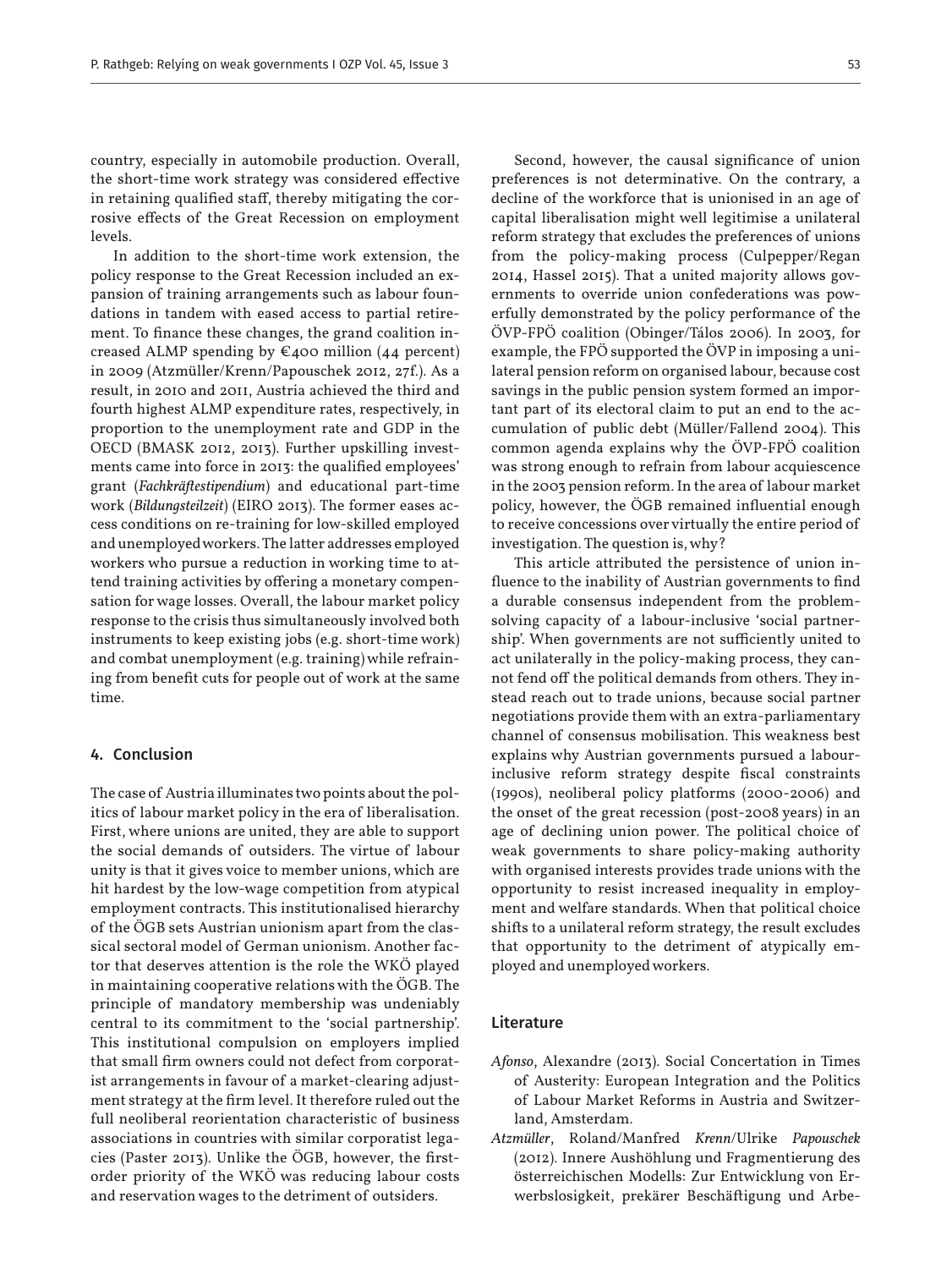country, especially in automobile production. Overall, the short-time work strategy was considered effective in retaining qualified staff, thereby mitigating the corrosive effects of the Great Recession on employment levels.

In addition to the short-time work extension, the policy response to the Great Recession included an expansion of training arrangements such as labour foundations in tandem with eased access to partial retirement. To finance these changes, the grand coalition increased ALMP spending by €400 million (44 percent) in 2009 (Atzmüller/Krenn/Papouschek 2012, 27f.). As a result, in 2010 and 2011, Austria achieved the third and fourth highest ALMP expenditure rates, respectively, in proportion to the unemployment rate and GDP in the OECD (BMASK 2012, 2013). Further upskilling investments came into force in 2013: the qualified employees' grant (*Fachkräftestipendium*) and educational part-time work (*Bildungsteilzeit*) (EIRO 2013). The former eases access conditions on re-training for low-skilled employed and unemployed workers. The latter addresses employed workers who pursue a reduction in working time to attend training activities by offering a monetary compensation for wage losses. Overall, the labour market policy response to the crisis thus simultaneously involved both instruments to keep existing jobs (e.g. short-time work) and combat unemployment (e.g. training) while refraining from benefit cuts for people out of work at the same time.

## 4. Conclusion

The case of Austria illuminates two points about the politics of labour market policy in the era of liberalisation. First, where unions are united, they are able to support the social demands of outsiders. The virtue of labour unity is that it gives voice to member unions, which are hit hardest by the low-wage competition from atypical employment contracts. This institutionalised hierarchy of the ÖGB sets Austrian unionism apart from the classical sectoral model of German unionism. Another factor that deserves attention is the role the WKÖ played in maintaining cooperative relations with the ÖGB. The principle of mandatory membership was undeniably central to its commitment to the 'social partnership'. This institutional compulsion on employers implied that small firm owners could not defect from corporatist arrangements in favour of a market-clearing adjustment strategy at the firm level. It therefore ruled out the full neoliberal reorientation characteristic of business associations in countries with similar corporatist legacies (Paster 2013). Unlike the ÖGB, however, the first-order priority of the WKÖ was reducing labour costs and reservation wages to the detriment of outsiders.

Second, however, the causal significance of union preferences is not determinative. On the contrary, a decline of the workforce that is unionised in an age of capital liberalisation might well legitimise a unilateral reform strategy that excludes the preferences of unions from the policy-making process (Culpepper/Regan 2014, Hassel 2015). That a united majority allows governments to override union confederations was powerfully demonstrated by the policy performance of the ÖVP-FPÖ coalition (Obinger/Tálos 2006). In 2003, for example, the FPÖ supported the ÖVP in imposing a unilateral pension reform on organised labour, because cost savings in the public pension system formed an important part of its electoral claim to put an end to the accumulation of public debt (Müller/Fallend 2004). This common agenda explains why the ÖVP-FPÖ coalition was strong enough to refrain from labour acquiescence in the 2003 pension reform. In the area of labour market policy, however, the ÖGB remained influential enough to receive concessions over virtually the entire period of investigation. The question is, why?

This article attributed the persistence of union influence to the inability of Austrian governments to find a durable consensus independent from the problem-solving capacity of a labour-inclusive 'social partnership'. When governments are not sufficiently united to act unilaterally in the policy-making process, they cannot fend off the political demands from others. They instead reach out to trade unions, because social partner negotiations provide them with an extra-parliamentary channel of consensus mobilisation. This weakness best explains why Austrian governments pursued a labour-inclusive reform strategy despite fiscal constraints (1990s), neoliberal policy platforms (2000-2006) and the onset of the great recession (post-2008 years) in an age of declining union power. The political choice of weak governments to share policy-making authority with organised interests provides trade unions with the opportunity to resist increased inequality in employment and welfare standards. When that political choice shifts to a unilateral reform strategy, the result excludes that opportunity to the detriment of atypically employed and unemployed workers.

## Literature

*Afonso*, Alexandre (2013). Social Concertation in Times of Austerity: European Integration and the Politics of Labour Market Reforms in Austria and Switzerland, Amsterdam.

*Atzmüller*, Roland/Manfred *Krenn*/Ulrike *Papouschek* (2012). Innere Aushöhlung und Fragmentierung des österreichischen Modells: Zur Entwicklung von Erwerbslosigkeit, prekärer Beschäftigung und Arbe-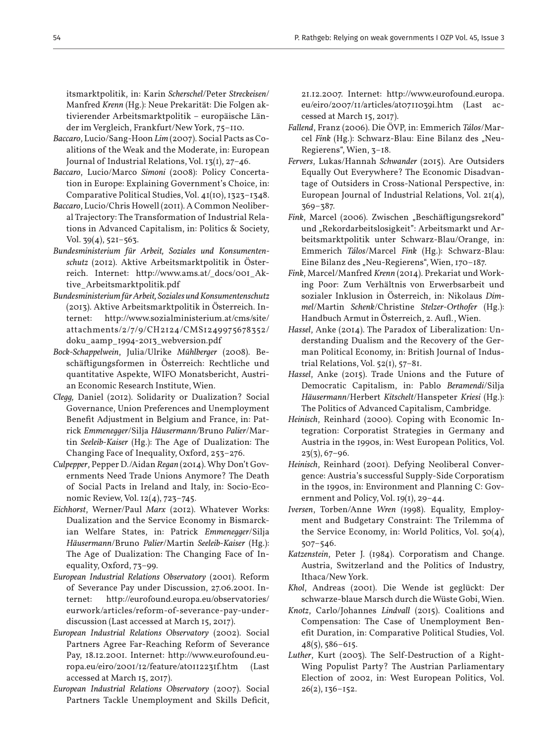itsmarktpolitik, in: Karin *Scherschel*/Peter *Streckeisen*/ Manfred *Krenn* (Hg.): Neue Prekarität: Die Folgen aktivierender Arbeitsmarktpolitik – europäische Länder im Vergleich, Frankfurt/New York, 75–110.

*Baccaro*, Lucio/Sang-Hoon *Lim* (2007). Social Pacts as Coalitions of the Weak and the Moderate, in: European Journal of Industrial Relations, Vol. 13(1), 27–46.

*Baccaro*, Lucio/Marco *Simoni* (2008): Policy Concertation in Europe: Explaining Government's Choice, in: Comparative Political Studies, Vol. 41(10), 1323–1348.

*Baccaro*, Lucio/Chris Howell (2011). A Common Neoliberal Trajectory: The Transformation of Industrial Relations in Advanced Capitalism, in: Politics & Society, Vol. 39(4), 521–563.

*Bundesministerium für Arbeit, Soziales und Konsumentenschutz* (2012). Aktive Arbeitsmarktpolitik in Österreich. Internet: http://www.ams.at/_docs/001_Aktive_Arbeitsmarktpolitik.pdf

*Bundesministerium für Arbeit, Soziales und Konsumentenschutz* (2013). Aktive Arbeitsmarktpolitik in Österreich. Internet: http://www.sozialministerium.at/cms/site/attachments/2/7/9/CH2124/CMS1249975678352/doku_aamp_1994-2013_webversion.pdf

*Bock-Schappelwein*, Julia/Ulrike *Mühlberger* (2008). Beschäftigungsformen in Österreich: Rechtliche und quantitative Aspekte, WIFO Monatsbericht, Austrian Economic Research Institute, Wien.

*Clegg,* Daniel (2012). Solidarity or Dualization? Social Governance, Union Preferences and Unemployment Benefit Adjustment in Belgium and France, in: Patrick *Emmenegger*/Silja *Häusermann*/Bruno *Palier*/Martin *Seeleib-Kaiser* (Hg.): The Age of Dualization: The Changing Face of Inequality, Oxford, 253–276.

*Culpepper*, Pepper D./Aidan *Regan* (2014). Why Don't Governments Need Trade Unions Anymore? The Death of Social Pacts in Ireland and Italy, in: Socio-Economic Review, Vol. 12(4), 723–745.

*Eichhorst*, Werner/Paul *Marx* (2012). Whatever Works: Dualization and the Service Economy in Bismarckian Welfare States, in: Patrick *Emmenegger*/Silja *Häusermann*/Bruno *Palier*/Martin *Seeleib-Kaiser* (Hg.): The Age of Dualization: The Changing Face of Inequality, Oxford, 73–99.

*European Industrial Relations Observatory* (2001). Reform of Severance Pay under Discussion, 27.06.2001. Internet: http://eurofound.europa.eu/observatories/eurwork/articles/reform-of-severance-pay-under-discussion (Last accessed at March 15, 2017).

*European Industrial Relations Observatory* (2002). Social Partners Agree Far-Reaching Reform of Severance Pay, 18.12.2001. Internet: http://www.eurofound.europa.eu/eiro/2001/12/feature/at0112231f.htm (Last accessed at March 15, 2017).

*European Industrial Relations Observatory* (2007). Social Partners Tackle Unemployment and Skills Deficit, 21.12.2007. Internet: http://www.eurofound.europa.eu/eiro/2007/11/articles/at0711039i.htm (Last accessed at March 15, 2017).

*Fallend*, Franz (2006). Die ÖVP, in: Emmerich *Tálos*/Marcel *Fink* (Hg.): Schwarz-Blau: Eine Bilanz des „Neu-Regierens", Wien, 3–18.

*Fervers*, Lukas/Hannah *Schwander* (2015). Are Outsiders Equally Out Everywhere? The Economic Disadvantage of Outsiders in Cross-National Perspective, in: European Journal of Industrial Relations, Vol. 21(4), 369–387.

*Fink*, Marcel (2006). Zwischen „Beschäftigungsrekord" und „Rekordarbeitslosigkeit": Arbeitsmarkt und Arbeitsmarktpolitik unter Schwarz-Blau/Orange, in: Emmerich *Tálos*/Marcel *Fink* (Hg.): Schwarz-Blau: Eine Bilanz des „Neu-Regierens", Wien, 170–187.

*Fink*, Marcel/Manfred *Krenn* (2014). Prekariat und Working Poor: Zum Verhältnis von Erwerbsarbeit und sozialer Inklusion in Österreich, in: Nikolaus *Dimmel*/Martin *Schenk*/Christine *Stelzer-Orthofer* (Hg.): Handbuch Armut in Österreich, 2. Aufl., Wien.

*Hassel*, Anke (2014). The Paradox of Liberalization: Understanding Dualism and the Recovery of the German Political Economy, in: British Journal of Industrial Relations, Vol. 52(1), 57–81.

*Hassel*, Anke (2015). Trade Unions and the Future of Democratic Capitalism, in: Pablo *Beramendi*/Silja *Häusermann*/Herbert *Kitschelt*/Hanspeter *Kriesi* (Hg.): The Politics of Advanced Capitalism, Cambridge.

*Heinisch*, Reinhard (2000). Coping with Economic Integration: Corporatist Strategies in Germany and Austria in the 1990s, in: West European Politics, Vol. 23(3), 67–96.

*Heinisch*, Reinhard (2001). Defying Neoliberal Convergence: Austria's successful Supply-Side Corporatism in the 1990s, in: Environment and Planning C: Government and Policy, Vol. 19(1), 29–44.

*Iversen*, Torben/Anne *Wren* (1998). Equality, Employment and Budgetary Constraint: The Trilemma of the Service Economy, in: World Politics, Vol. 50(4), 507–546.

*Katzenstein*, Peter J. (1984). Corporatism and Change. Austria, Switzerland and the Politics of Industry, Ithaca/New York.

*Khol*, Andreas (2001). Die Wende ist geglückt: Der schwarze-blaue Marsch durch die Wüste Gobi, Wien.

*Knotz*, Carlo/Johannes *Lindvall* (2015). Coalitions and Compensation: The Case of Unemployment Benefit Duration, in: Comparative Political Studies, Vol. 48(5), 586–615.

*Luther*, Kurt (2003). The Self-Destruction of a Right-Wing Populist Party? The Austrian Parliamentary Election of 2002, in: West European Politics, Vol. 26(2), 136–152.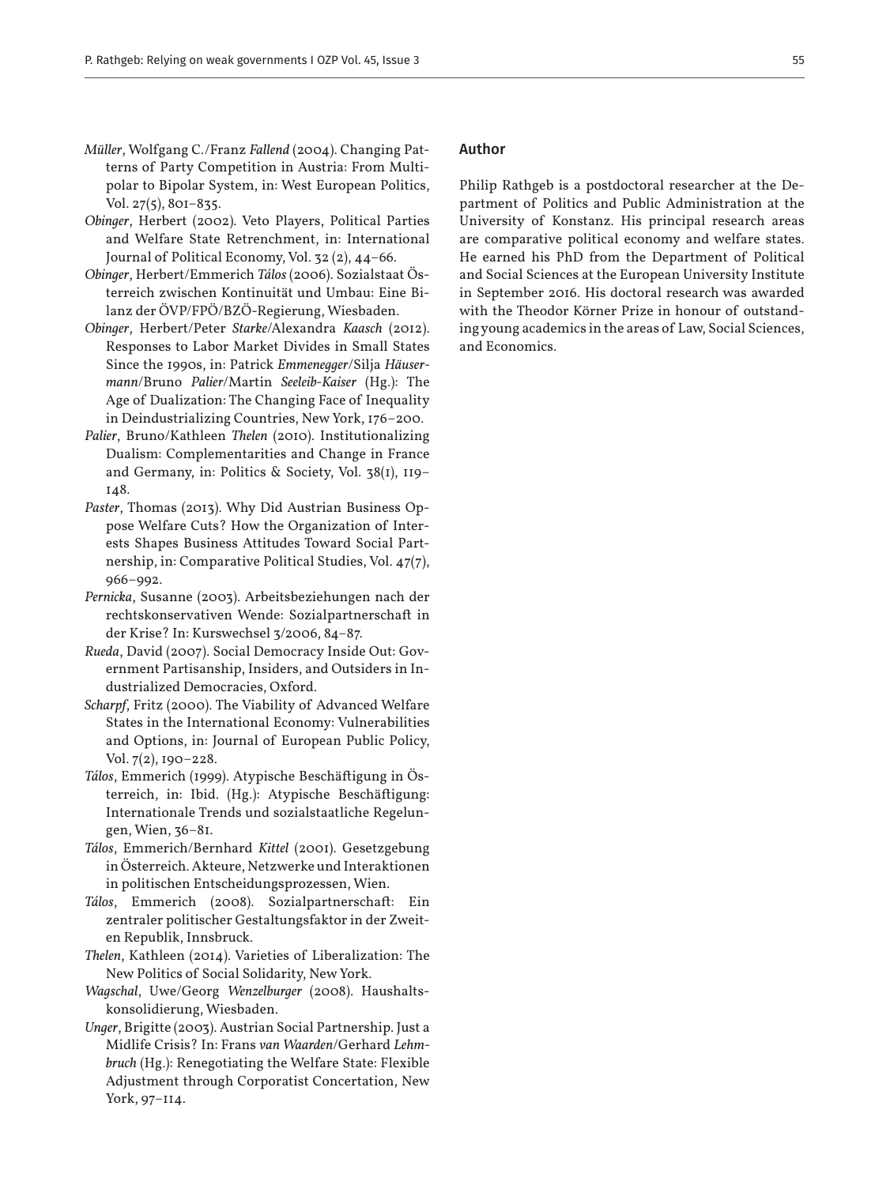*Müller*, Wolfgang C./Franz *Fallend* (2004). Changing Patterns of Party Competition in Austria: From Multipolar to Bipolar System, in: West European Politics, Vol. 27(5), 801–835.

*Obinger*, Herbert (2002). Veto Players, Political Parties and Welfare State Retrenchment, in: International Journal of Political Economy, Vol. 32 (2), 44–66.

*Obinger*, Herbert/Emmerich *Tálos* (2006). Sozialstaat Österreich zwischen Kontinuität und Umbau: Eine Bilanz der ÖVP/FPÖ/BZÖ-Regierung, Wiesbaden.

*Obinger*, Herbert/Peter *Starke*/Alexandra *Kaasch* (2012). Responses to Labor Market Divides in Small States Since the 1990s, in: Patrick *Emmenegger*/Silja *Häusermann*/Bruno *Palier*/Martin *Seeleib-Kaiser* (Hg.): The Age of Dualization: The Changing Face of Inequality in Deindustrializing Countries, New York, 176–200.

*Palier*, Bruno/Kathleen *Thelen* (2010). Institutionalizing Dualism: Complementarities and Change in France and Germany, in: Politics & Society, Vol. 38(1), 119–148.

*Paster*, Thomas (2013). Why Did Austrian Business Oppose Welfare Cuts? How the Organization of Interests Shapes Business Attitudes Toward Social Partnership, in: Comparative Political Studies, Vol. 47(7), 966–992.

*Pernicka*, Susanne (2003). Arbeitsbeziehungen nach der rechtskonservativen Wende: Sozialpartnerschaft in der Krise? In: Kurswechsel 3/2006, 84–87.

*Rueda*, David (2007). Social Democracy Inside Out: Government Partisanship, Insiders, and Outsiders in Industrialized Democracies, Oxford.

*Scharpf*, Fritz (2000). The Viability of Advanced Welfare States in the International Economy: Vulnerabilities and Options, in: Journal of European Public Policy, Vol. 7(2), 190–228.

*Tálos*, Emmerich (1999). Atypische Beschäftigung in Österreich, in: Ibid. (Hg.): Atypische Beschäftigung: Internationale Trends und sozialstaatliche Regelungen, Wien, 36–81.

*Tálos*, Emmerich/Bernhard *Kittel* (2001). Gesetzgebung in Österreich. Akteure, Netzwerke und Interaktionen in politischen Entscheidungsprozessen, Wien.

*Tálos*, Emmerich (2008). Sozialpartnerschaft: Ein zentraler politischer Gestaltungsfaktor in der Zweiten Republik, Innsbruck.

*Thelen*, Kathleen (2014). Varieties of Liberalization: The New Politics of Social Solidarity, New York.

*Wagschal*, Uwe/Georg *Wenzelburger* (2008). Haushaltskonsolidierung, Wiesbaden.

*Unger*, Brigitte (2003). Austrian Social Partnership. Just a Midlife Crisis? In: Frans *van Waarden*/Gerhard *Lehmbruch* (Hg.): Renegotiating the Welfare State: Flexible Adjustment through Corporatist Concertation, New York, 97–114.

## Author

Philip Rathgeb is a postdoctoral researcher at the Department of Politics and Public Administration at the University of Konstanz. His principal research areas are comparative political economy and welfare states. He earned his PhD from the Department of Political and Social Sciences at the European University Institute in September 2016. His doctoral research was awarded with the Theodor Körner Prize in honour of outstanding young academics in the areas of Law, Social Sciences, and Economics.